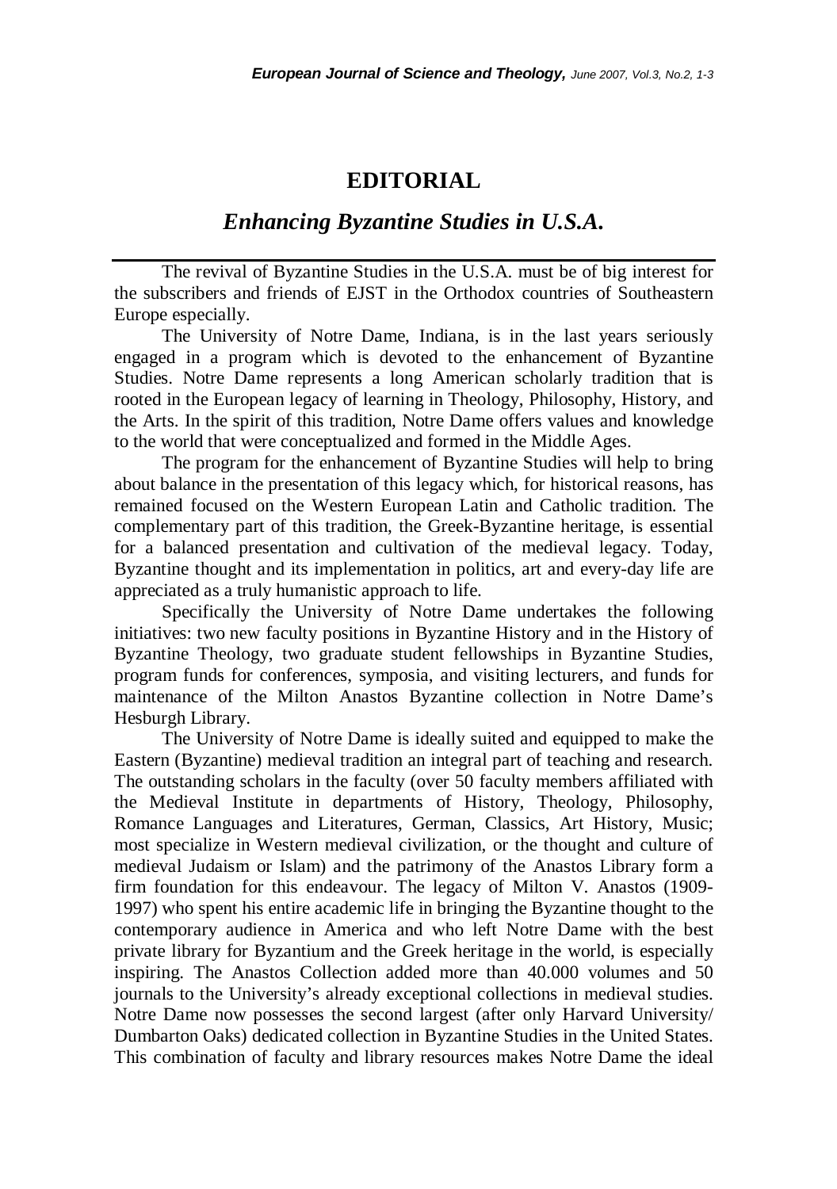# EDITORIAL

## *Enhancing Byzantine Studies in U.S.A.*

The revival of Byzantine Studies in the U.S.A. must be of big interest for the subscribers and friends of EJST in the Orthodox countries of Southeastern Europe especially.

The University of Notre Dame, Indiana, is in the last years seriously engaged in a program which is devoted to the enhancement of Byzantine Studies. Notre Dame represents a long American scholarly tradition that is rooted in the European legacy of learning in Theology, Philosophy, History, and the Arts. In the spirit of this tradition, Notre Dame offers values and knowledge to the world that were conceptualized and formed in the Middle Ages.

The program for the enhancement of Byzantine Studies will help to bring about balance in the presentation of this legacy which, for historical reasons, has remained focused on the Western European Latin and Catholic tradition. The complementary part of this tradition, the Greek-Byzantine heritage, is essential for a balanced presentation and cultivation of the medieval legacy. Today, Byzantine thought and its implementation in politics, art and every-day life are appreciated as a truly humanistic approach to life.

Specifically the University of Notre Dame undertakes the following initiatives: two new faculty positions in Byzantine History and in the History of Byzantine Theology, two graduate student fellowships in Byzantine Studies, program funds for conferences, symposia, and visiting lecturers, and funds for maintenance of the Milton Anastos Byzantine collection in Notre Dame's Hesburgh Library.

The University of Notre Dame is ideally suited and equipped to make the Eastern (Byzantine) medieval tradition an integral part of teaching and research. The outstanding scholars in the faculty (over 50 faculty members affiliated with the Medieval Institute in departments of History, Theology, Philosophy, Romance Languages and Literatures, German, Classics, Art History, Music; most specialize in Western medieval civilization, or the thought and culture of medieval Judaism or Islam) and the patrimony of the Anastos Library form a firm foundation for this endeavour. The legacy of Milton V. Anastos (1909-1997) who spent his entire academic life in bringing the Byzantine thought to the contemporary audience in America and who left Notre Dame with the best private library for Byzantium and the Greek heritage in the world, is especially inspiring. The Anastos Collection added more than 40.000 volumes and 50 journals to the University's already exceptional collections in medieval studies. Notre Dame now possesses the second largest (after only Harvard University/ Dumbarton Oaks) dedicated collection in Byzantine Studies in the United States. This combination of faculty and library resources makes Notre Dame the ideal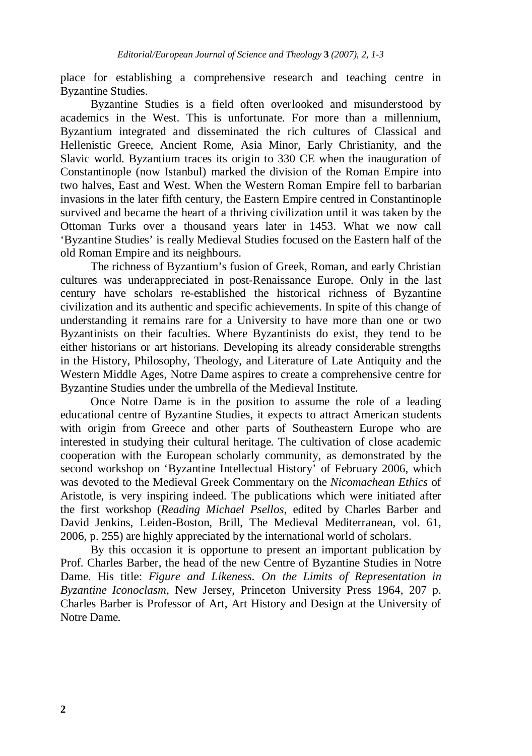place for establishing a comprehensive research and teaching centre in Byzantine Studies.

Byzantine Studies is a field often overlooked and misunderstood by academics in the West. This is unfortunate. For more than a millennium, Byzantium integrated and disseminated the rich cultures of Classical and Hellenistic Greece, Ancient Rome, Asia Minor, Early Christianity, and the Slavic world. Byzantium traces its origin to 330 CE when the inauguration of Constantinople (now Istanbul) marked the division of the Roman Empire into two halves, East and West. When the Western Roman Empire fell to barbarian invasions in the later fifth century, the Eastern Empire centred in Constantinople survived and became the heart of a thriving civilization until it was taken by the Ottoman Turks over a thousand years later in 1453. What we now call 'Byzantine Studies' is really Medieval Studies focused on the Eastern half of the old Roman Empire and its neighbours.

The richness of Byzantium's fusion of Greek, Roman, and early Christian cultures was underappreciated in post-Renaissance Europe. Only in the last century have scholars re-established the historical richness of Byzantine civilization and its authentic and specific achievements. In spite of this change of understanding it remains rare for a University to have more than one or two Byzantinists on their faculties. Where Byzantinists do exist, they tend to be either historians or art historians. Developing its already considerable strengths in the History, Philosophy, Theology, and Literature of Late Antiquity and the Western Middle Ages, Notre Dame aspires to create a comprehensive centre for Byzantine Studies under the umbrella of the Medieval Institute.

Once Notre Dame is in the position to assume the role of a leading educational centre of Byzantine Studies, it expects to attract American students with origin from Greece and other parts of Southeastern Europe who are interested in studying their cultural heritage. The cultivation of close academic cooperation with the European scholarly community, as demonstrated by the second workshop on 'Byzantine Intellectual History' of February 2006, which was devoted to the Medieval Greek Commentary on the *Nicomachean Ethics* of Aristotle, is very inspiring indeed. The publications which were initiated after the first workshop (*Reading Michael Psellos*, edited by Charles Barber and David Jenkins, Leiden-Boston, Brill, The Medieval Mediterranean, vol. 61, 2006, p. 255) are highly appreciated by the international world of scholars.

By this occasion it is opportune to present an important publication by Prof. Charles Barber, the head of the new Centre of Byzantine Studies in Notre Dame. His title: *Figure and Likeness. On the Limits of Representation in Byzantine Iconoclasm*, New Jersey, Princeton University Press 1964, 207 p. Charles Barber is Professor of Art, Art History and Design at the University of Notre Dame.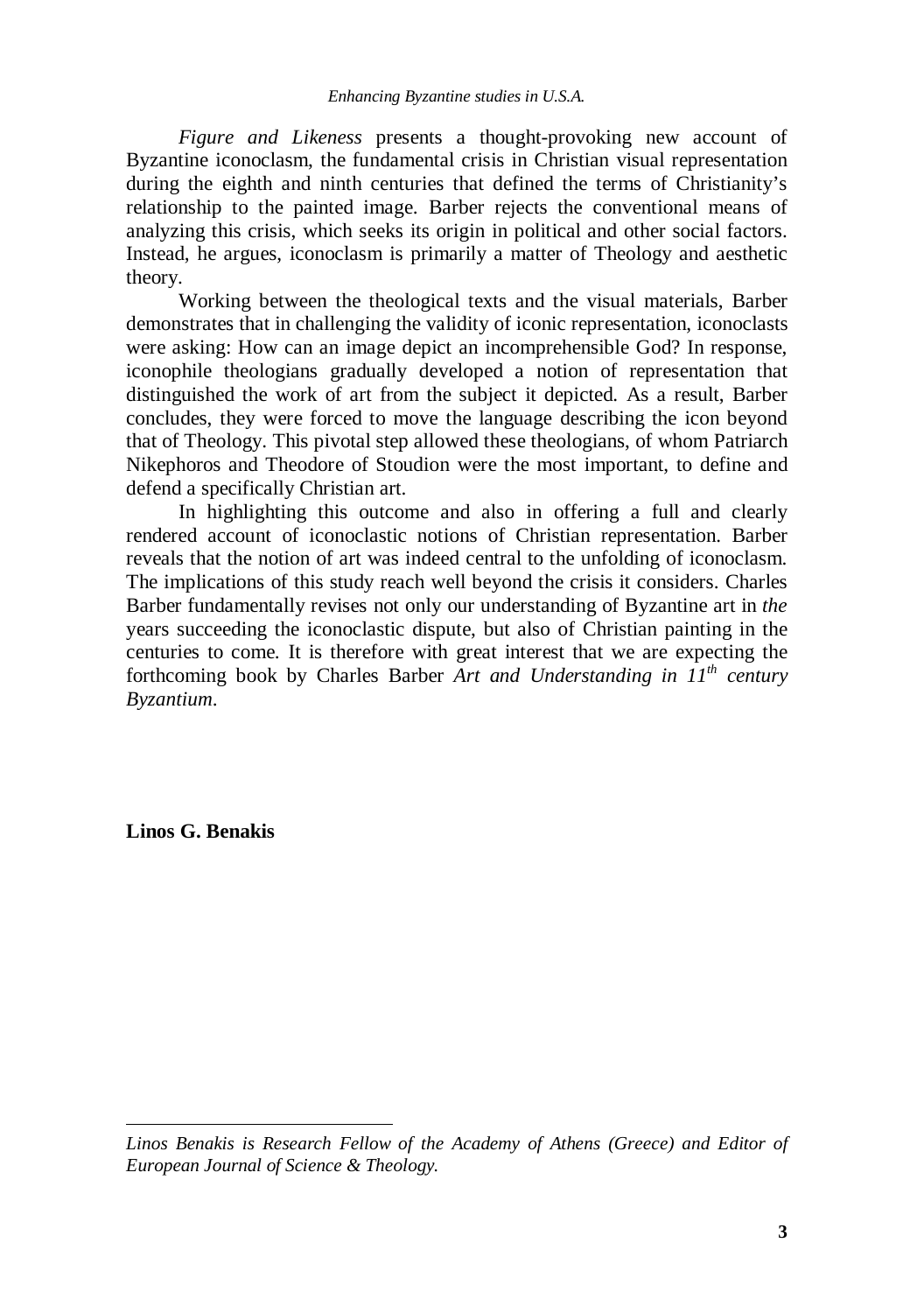*Figure and Likeness* presents a thought-provoking new account of Byzantine iconoclasm, the fundamental crisis in Christian visual representation during the eighth and ninth centuries that defined the terms of Christianity's relationship to the painted image. Barber rejects the conventional means of analyzing this crisis, which seeks its origin in political and other social factors. Instead, he argues, iconoclasm is primarily a matter of Theology and aesthetic theory.

Working between the theological texts and the visual materials, Barber demonstrates that in challenging the validity of iconic representation, iconoclasts were asking: How can an image depict an incomprehensible God? In response, iconophile theologians gradually developed a notion of representation that distinguished the work of art from the subject it depicted. As a result, Barber concludes, they were forced to move the language describing the icon beyond that of Theology. This pivotal step allowed these theologians, of whom Patriarch Nikephoros and Theodore of Stoudion were the most important, to define and defend a specifically Christian art.

In highlighting this outcome and also in offering a full and clearly rendered account of iconoclastic notions of Christian representation. Barber reveals that the notion of art was indeed central to the unfolding of iconoclasm. The implications of this study reach well beyond the crisis it considers. Charles Barber fundamentally revises not only our understanding of Byzantine art in *the* years succeeding the iconoclastic dispute, but also of Christian painting in the centuries to come. It is therefore with great interest that we are expecting the forthcoming book by Charles Barber *Art and Understanding in 11th century Byzantium*.

**Linos G. Benakis**

*Linos Benakis is Research Fellow of the Academy of Athens (Greece) and Editor of European Journal of Science & Theology.*